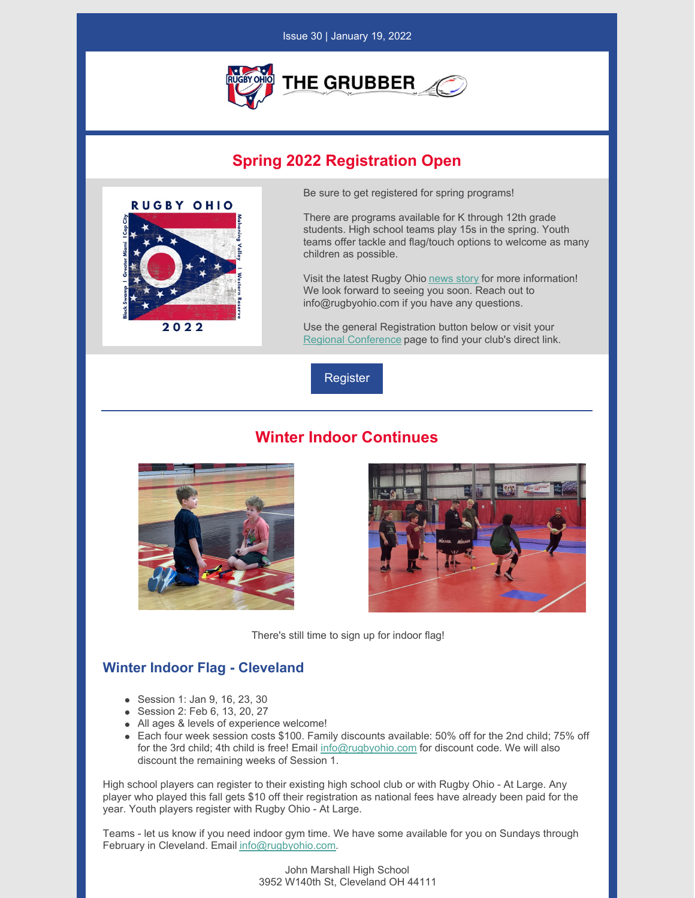Issue 30 | January 19, 2022

THE GRUBBER

## Spring 2022 Registration Open

Be sure to get registered for spring programs!

There are programs available for K through 12th grade students. High school teams play 15s in the spring. Youth teams offer tackle and flag/touch options to welcome as many children as possible.

Visit the latest Rugby Ohio news story for more information! We look forward to seeing you soon. Reach out to info@rugbyohio.com if you have any questions.

Use the general Registration button below or visit your Regional Conference page to find your club's direct link.

Register

## Winter Indoor Continues

There's still time to sign up for indoor flag!

### Winter Indoor Flag - Cleveland

- Session 1: Jan 9, 16, 23, 30
- Session 2: Feb 6, 13, 20, 27
- All ages & levels of experience welcome!
- Each four week session costs $100. Family discounts available: 50% off for the 2nd child; 75% off for the 3rd child; 4th child is free! Email info@rugbyohio.com for discount code. We will also discount the remaining weeks of Session 1.

High school players can register to their existing high school club or with Rugby Ohio - At Large. Any player who played this fall gets $10 off their registration as national fees have already been paid for the year. Youth players register with Rugby Ohio - At Large.

Teams - let us know if you need indoor gym time. We have some available for you on Sundays through February in Cleveland. Email info@rugbyohio.com.

John Marshall High School
3952 W140th St, Cleveland OH 44111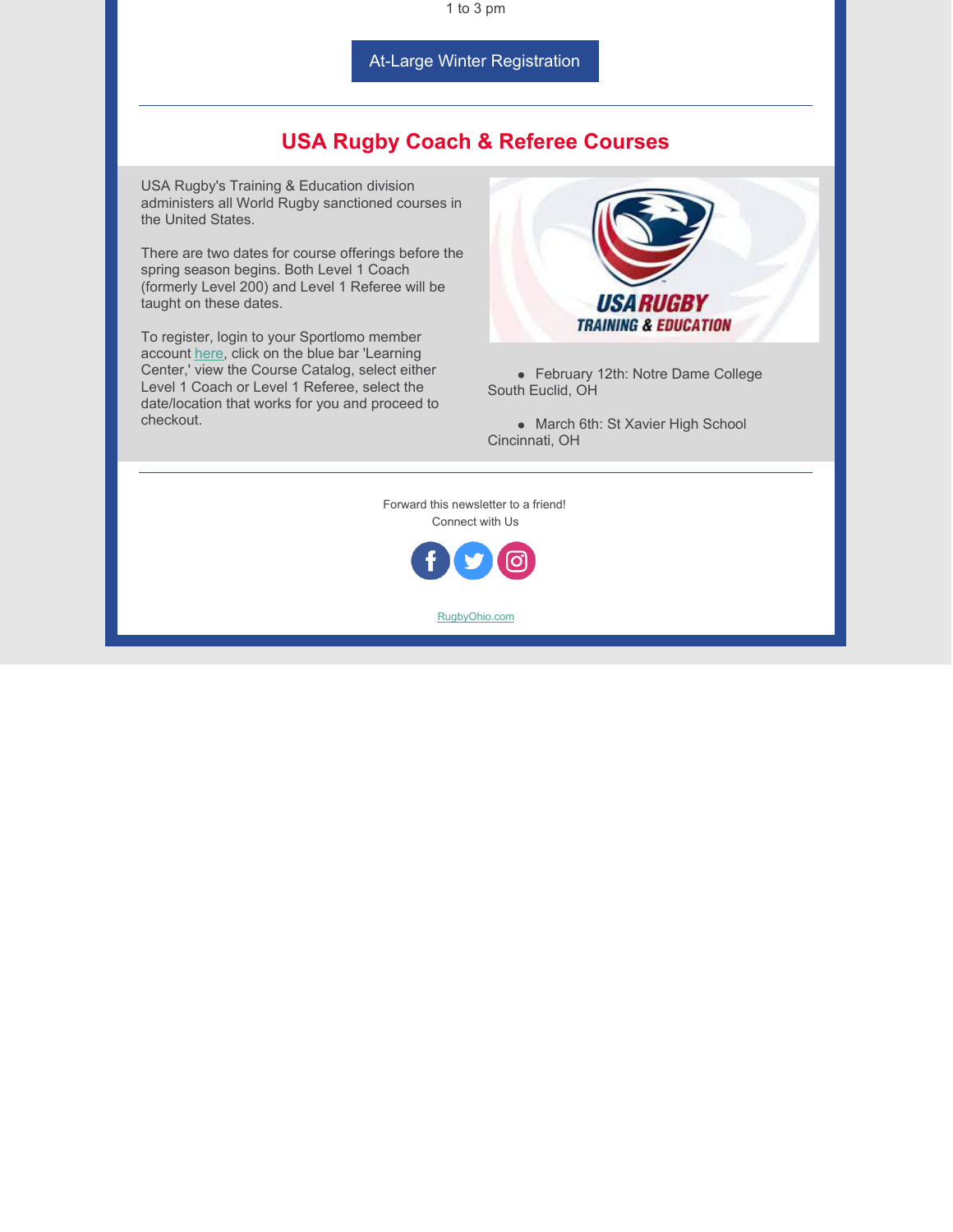1 to 3 pm

At-Large Winter Registration

---

## USA Rugby Coach & Referee Courses

USA Rugby's Training & Education division administers all World Rugby sanctioned courses in the United States.

There are two dates for course offerings before the spring season begins. Both Level 1 Coach (formerly Level 200) and Level 1 Referee will be taught on these dates.

To register, login to your Sportlomo member account here, click on the blue bar 'Learning Center,' view the Course Catalog, select either Level 1 Coach or Level 1 Referee, select the date/location that works for you and proceed to checkout.

- February 12th: Notre Dame College South Euclid, OH
- March 6th: St Xavier High School Cincinnati, OH

---

Forward this newsletter to a friend!

Connect with Us

RugbyOhio.com